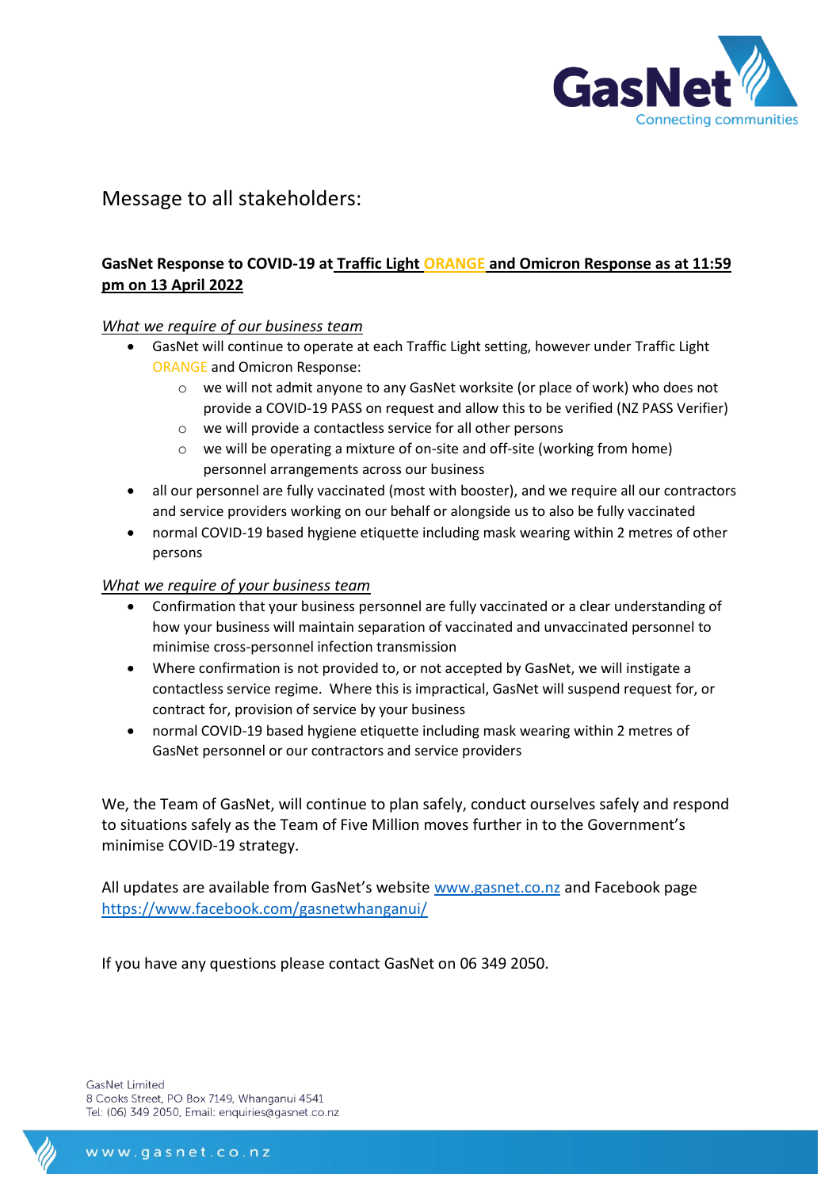Message to all stakeholders:

**GasNet Response to COVID-19 at Traffic Light ORANGE and Omicron Response as at 11:59 pm on 13 April 2022**

*What we require of our business team*

- GasNet will continue to operate at each Traffic Light setting, however under Traffic Light ORANGE and Omicron Response:
  - we will not admit anyone to any GasNet worksite (or place of work) who does not provide a COVID-19 PASS on request and allow this to be verified (NZ PASS Verifier)
  - we will provide a contactless service for all other persons
  - we will be operating a mixture of on-site and off-site (working from home) personnel arrangements across our business
- all our personnel are fully vaccinated (most with booster), and we require all our contractors and service providers working on our behalf or alongside us to also be fully vaccinated
- normal COVID-19 based hygiene etiquette including mask wearing within 2 metres of other persons

*What we require of your business team*

- Confirmation that your business personnel are fully vaccinated or a clear understanding of how your business will maintain separation of vaccinated and unvaccinated personnel to minimise cross-personnel infection transmission
- Where confirmation is not provided to, or not accepted by GasNet, we will instigate a contactless service regime. Where this is impractical, GasNet will suspend request for, or contract for, provision of service by your business
- normal COVID-19 based hygiene etiquette including mask wearing within 2 metres of GasNet personnel or our contractors and service providers

We, the Team of GasNet, will continue to plan safely, conduct ourselves safely and respond to situations safely as the Team of Five Million moves further in to the Government's minimise COVID-19 strategy.

All updates are available from GasNet's website www.gasnet.co.nz and Facebook page https://www.facebook.com/gasnetwhanganui/

If you have any questions please contact GasNet on 06 349 2050.

GasNet Limited
8 Cooks Street, PO Box 7149, Whanganui 4541
Tel: (06) 349 2050, Email: enquiries@gasnet.co.nz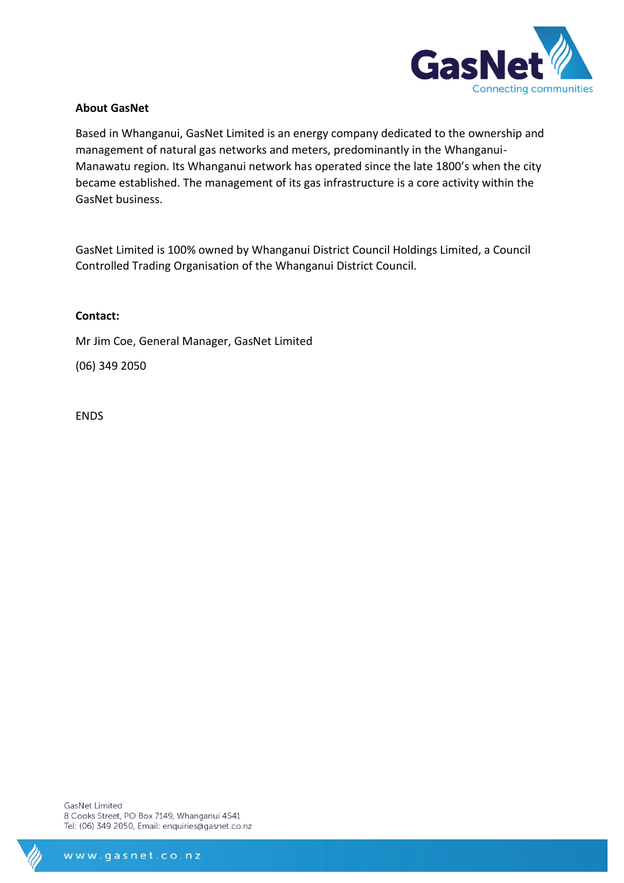**About GasNet**

Based in Whanganui, GasNet Limited is an energy company dedicated to the ownership and management of natural gas networks and meters, predominantly in the Whanganui-Manawatu region. Its Whanganui network has operated since the late 1800's when the city became established. The management of its gas infrastructure is a core activity within the GasNet business.

GasNet Limited is 100% owned by Whanganui District Council Holdings Limited, a Council Controlled Trading Organisation of the Whanganui District Council.

**Contact:**

Mr Jim Coe, General Manager, GasNet Limited

(06) 349 2050

ENDS